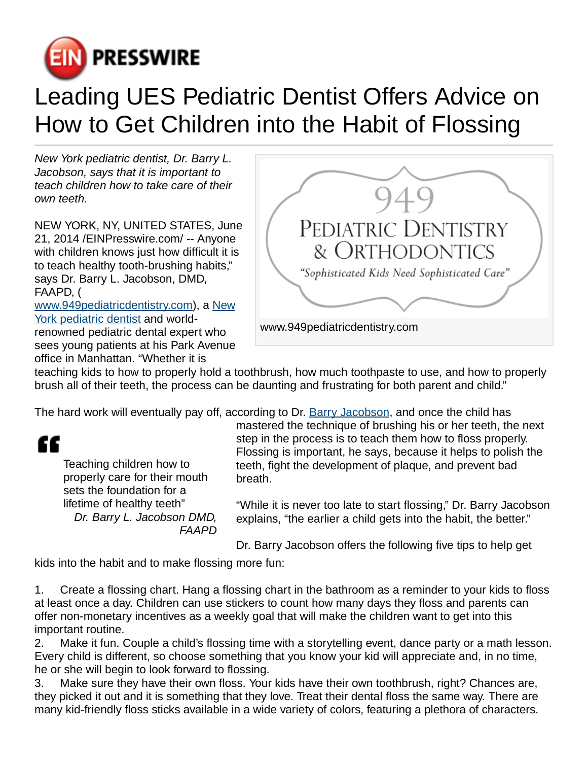# Leading UES Pediatric Dentist Offers Advice on How to Get Children into the Habit of Flossing

*New York pediatric dentist, Dr. Barry L. Jacobson, says that it is important to teach children how to take care of their own teeth.*

www.949pediatricdentistry.com

NEW YORK, NY, UNITED STATES, June 21, 2014 /EINPresswire.com/ -- Anyone with children knows just how difficult it is to teach healthy tooth-brushing habits," says Dr. Barry L. Jacobson, DMD, FAAPD, ( www.949pediatricdentistry.com), a New York pediatric dentist and world-renowned pediatric dental expert who sees young patients at his Park Avenue office in Manhattan. "Whether it is teaching kids to how to properly hold a toothbrush, how much toothpaste to use, and how to properly brush all of their teeth, the process can be daunting and frustrating for both parent and child."

The hard work will eventually pay off, according to Dr. Barry Jacobson, and once the child has mastered the technique of brushing his or her teeth, the next step in the process is to teach them how to floss properly. Flossing is important, he says, because it helps to polish the teeth, fight the development of plaque, and prevent bad breath.

> Teaching children how to properly care for their mouth sets the foundation for a lifetime of healthy teeth"
>
> *Dr. Barry L. Jacobson DMD, FAAPD*

"While it is never too late to start flossing," Dr. Barry Jacobson explains, "the earlier a child gets into the habit, the better."

Dr. Barry Jacobson offers the following five tips to help get kids into the habit and to make flossing more fun:

1. Create a flossing chart. Hang a flossing chart in the bathroom as a reminder to your kids to floss at least once a day. Children can use stickers to count how many days they floss and parents can offer non-monetary incentives as a weekly goal that will make the children want to get into this important routine.
2. Make it fun. Couple a child's flossing time with a storytelling event, dance party or a math lesson. Every child is different, so choose something that you know your kid will appreciate and, in no time, he or she will begin to look forward to flossing.
3. Make sure they have their own floss. Your kids have their own toothbrush, right? Chances are, they picked it out and it is something that they love. Treat their dental floss the same way. There are many kid-friendly floss sticks available in a wide variety of colors, featuring a plethora of characters.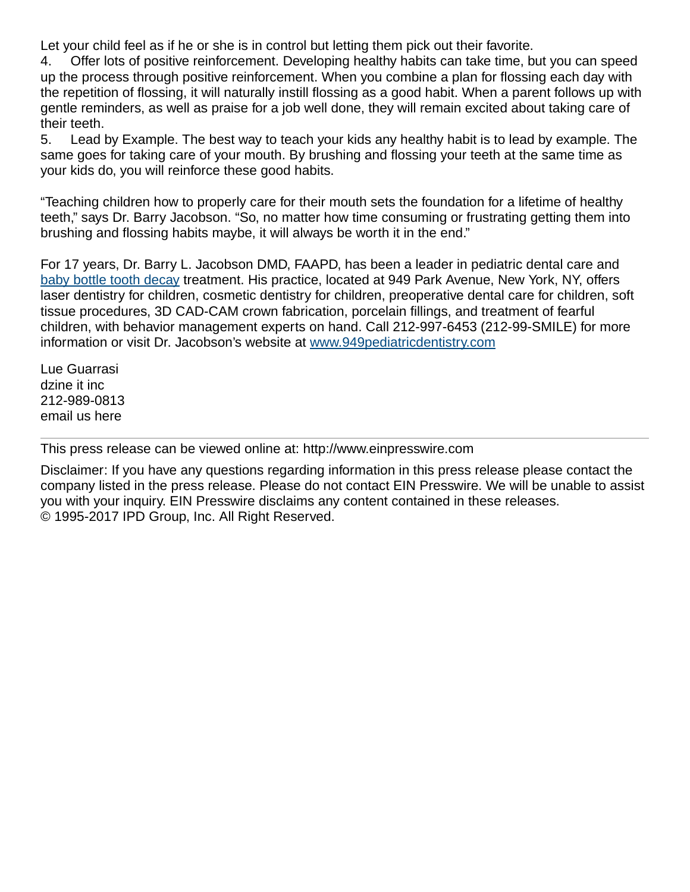Let your child feel as if he or she is in control but letting them pick out their favorite.

4. Offer lots of positive reinforcement. Developing healthy habits can take time, but you can speed up the process through positive reinforcement. When you combine a plan for flossing each day with the repetition of flossing, it will naturally instill flossing as a good habit. When a parent follows up with gentle reminders, as well as praise for a job well done, they will remain excited about taking care of their teeth.

5. Lead by Example. The best way to teach your kids any healthy habit is to lead by example. The same goes for taking care of your mouth. By brushing and flossing your teeth at the same time as your kids do, you will reinforce these good habits.

“Teaching children how to properly care for their mouth sets the foundation for a lifetime of healthy teeth,” says Dr. Barry Jacobson. “So, no matter how time consuming or frustrating getting them into brushing and flossing habits maybe, it will always be worth it in the end.”

For 17 years, Dr. Barry L. Jacobson DMD, FAAPD, has been a leader in pediatric dental care and [baby bottle tooth decay]() treatment. His practice, located at 949 Park Avenue, New York, NY, offers laser dentistry for children, cosmetic dentistry for children, preoperative dental care for children, soft tissue procedures, 3D CAD-CAM crown fabrication, porcelain fillings, and treatment of fearful children, with behavior management experts on hand. Call 212-997-6453 (212-99-SMILE) for more information or visit Dr. Jacobson’s website at [www.949pediatricdentistry.com](www.949pediatricdentistry.com)

Lue Guarrasi
dzine it inc
212-989-0813
email us here

---

This press release can be viewed online at: http://www.einpresswire.com

Disclaimer: If you have any questions regarding information in this press release please contact the company listed in the press release. Please do not contact EIN Presswire. We will be unable to assist you with your inquiry. EIN Presswire disclaims any content contained in these releases.
© 1995-2017 IPD Group, Inc. All Right Reserved.